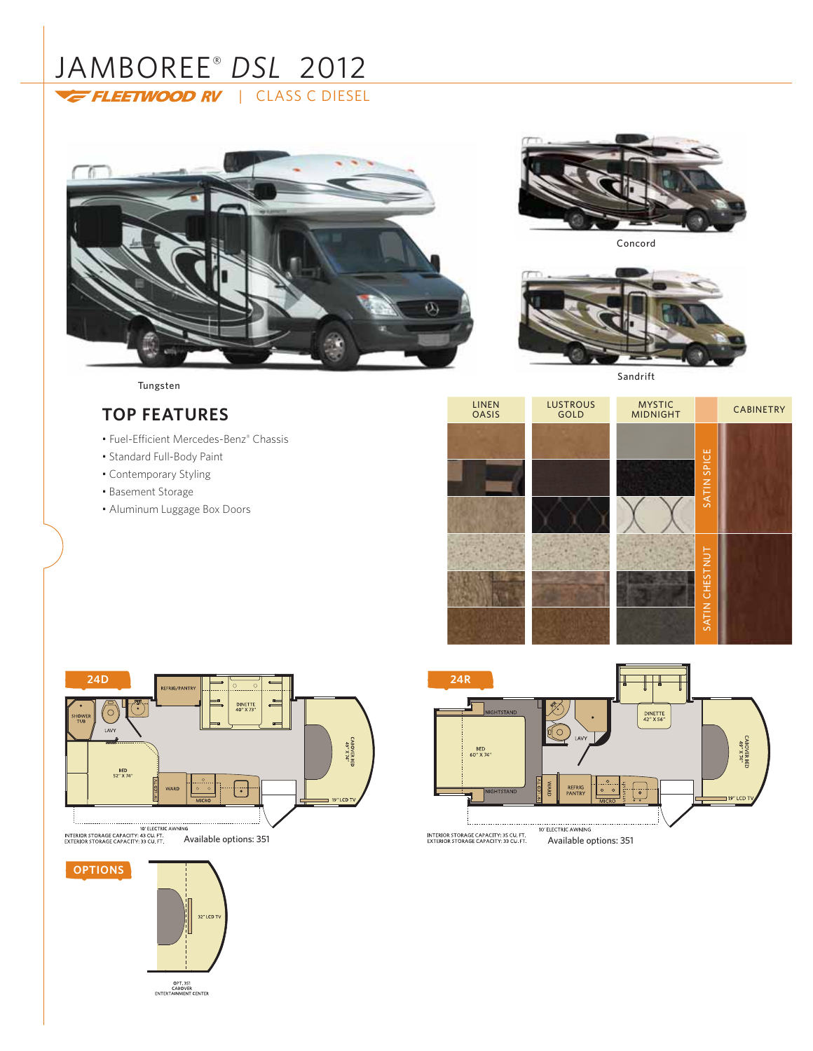# JAMBOREE® *DSL* 2012

FLEETWOOD RV | CLASS C DIESEL

Tungsten

Concord

Sandrift

## TOP FEATURES

- Fuel-Efficient Mercedes-Benz® Chassis
- Standard Full-Body Paint
- Contemporary Styling
- Basement Storage
- Aluminum Luggage Box Doors

| LINEN OASIS | LUSTROUS GOLD | MYSTIC MIDNIGHT | CABINETRY |
|---|---|---|---|
| | | | SATIN SPICE |
| | | | SATIN CHESTNUT |

### 24D

REFRIG/PANTRY, DINETTE 40" X 73", SHOWER TUB, LAVY, BED 52" X 74", WARD, MICRO, CABOVER BED 49" X 74", 19" LCD TV, 10' ELECTRIC AWNING

INTERIOR STORAGE CAPACITY: 43 CU. FT.
EXTERIOR STORAGE CAPACITY: 33 CU. FT.

Available options: 351

### 24R

NIGHTSTAND, BED 60" X 74", NIGHTSTAND, LAVY, DINETTE 42" X 56", WARD, REFRIG PANTRY, MICRO, CABOVER BED 49" X 74", 19" LCD TV, 10' ELECTRIC AWNING

INTERIOR STORAGE CAPACITY: 35 CU. FT.
EXTERIOR STORAGE CAPACITY: 33 CU. FT.

Available options: 351

### OPTIONS

32" LCD TV

OPT. 351
CABOVER
ENTERTAINMENT CENTER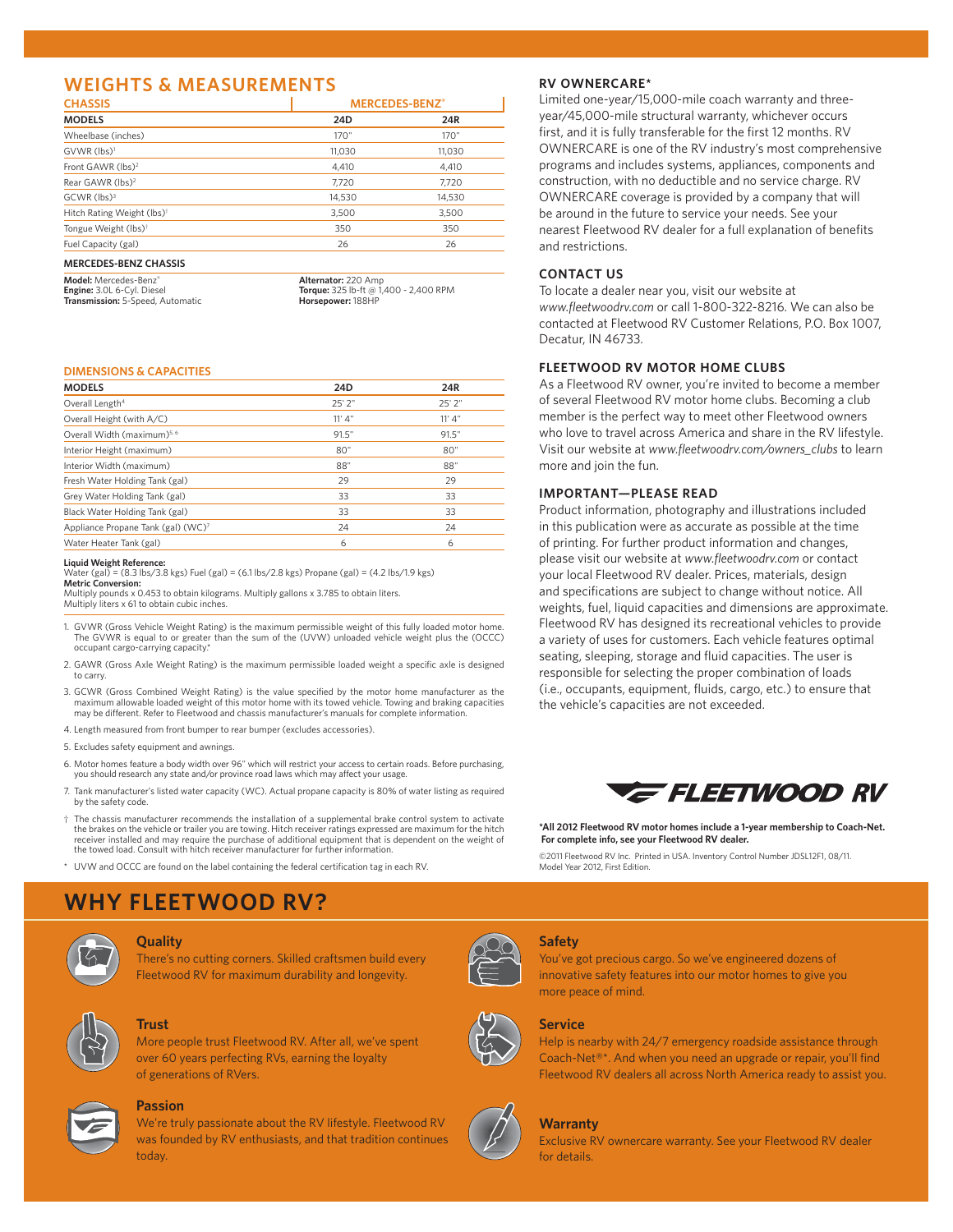## WEIGHTS & MEASUREMENTS

| CHASSIS | MERCEDES-BENZ® | |
|---|---|---|
| MODELS | 24D | 24R |
| Wheelbase (inches) | 170" | 170" |
| GVWR (lbs)[1] | 11,030 | 11,030 |
| Front GAWR (lbs)[2] | 4,410 | 4,410 |
| Rear GAWR (lbs)[2] | 7,720 | 7,720 |
| GCWR (lbs)[3] | 14,530 | 14,530 |
| Hitch Rating Weight (lbs)[†] | 3,500 | 3,500 |
| Tongue Weight (lbs)[†] | 350 | 350 |
| Fuel Capacity (gal) | 26 | 26 |

**MERCEDES-BENZ CHASSIS**

**Model:** Mercedes-Benz®
**Engine:** 3.0L 6-Cyl. Diesel
**Transmission:** 5-Speed, Automatic
**Alternator:** 220 Amp
**Torque:** 325 lb-ft @ 1,400 - 2,400 RPM
**Horsepower:** 188HP

### DIMENSIONS & CAPACITIES

| MODELS | 24D | 24R |
|---|---|---|
| Overall Length[4] | 25' 2" | 25' 2" |
| Overall Height (with A/C) | 11' 4" | 11' 4" |
| Overall Width (maximum)[5, 6] | 91.5" | 91.5" |
| Interior Height (maximum) | 80" | 80" |
| Interior Width (maximum) | 88" | 88" |
| Fresh Water Holding Tank (gal) | 29 | 29 |
| Grey Water Holding Tank (gal) | 33 | 33 |
| Black Water Holding Tank (gal) | 33 | 33 |
| Appliance Propane Tank (gal) (WC)[7] | 24 | 24 |
| Water Heater Tank (gal) | 6 | 6 |

**Liquid Weight Reference:**
Water (gal) = (8.3 lbs/3.8 kgs) Fuel (gal) = (6.1 lbs/2.8 kgs) Propane (gal) = (4.2 lbs/1.9 kgs)
**Metric Conversion:**
Multiply pounds x 0.453 to obtain kilograms. Multiply gallons x 3.785 to obtain liters.
Multiply liters x 61 to obtain cubic inches.

1. GVWR (Gross Vehicle Weight Rating) is the maximum permissible weight of this fully loaded motor home. The GVWR is equal to or greater than the sum of the (UVW) unloaded vehicle weight plus the (OCCC) occupant cargo-carrying capacity.*
2. GAWR (Gross Axle Weight Rating) is the maximum permissible loaded weight a specific axle is designed to carry.
3. GCWR (Gross Combined Weight Rating) is the value specified by the motor home manufacturer as the maximum allowable loaded weight of this motor home with its towed vehicle. Towing and braking capacities may be different. Refer to Fleetwood and chassis manufacturer's manuals for complete information.
4. Length measured from front bumper to rear bumper (excludes accessories).
5. Excludes safety equipment and awnings.
6. Motor homes feature a body width over 96" which will restrict your access to certain roads. Before purchasing, you should research any state and/or province road laws which may affect your usage.
7. Tank manufacturer's listed water capacity (WC). Actual propane capacity is 80% of water listing as required by the safety code.

† The chassis manufacturer recommends the installation of a supplemental brake control system to activate the brakes on the vehicle or trailer you are towing. Hitch receiver ratings expressed are maximum for the hitch receiver installed and may require the purchase of additional equipment that is dependent on the weight of the towed load. Consult with hitch receiver manufacturer for further information.

* UVW and OCCC are found on the label containing the federal certification tag in each RV.

### RV OWNERCARE*

Limited one-year/15,000-mile coach warranty and three-year/45,000-mile structural warranty, whichever occurs first, and it is fully transferable for the first 12 months. RV OWNERCARE is one of the RV industry's most comprehensive programs and includes systems, appliances, components and construction, with no deductible and no service charge. RV OWNERCARE coverage is provided by a company that will be around in the future to service your needs. See your nearest Fleetwood RV dealer for a full explanation of benefits and restrictions.

### CONTACT US

To locate a dealer near you, visit our website at *www.fleetwoodrv.com* or call 1-800-322-8216. We can also be contacted at Fleetwood RV Customer Relations, P.O. Box 1007, Decatur, IN 46733.

### FLEETWOOD RV MOTOR HOME CLUBS

As a Fleetwood RV owner, you're invited to become a member of several Fleetwood RV motor home clubs. Becoming a club member is the perfect way to meet other Fleetwood owners who love to travel across America and share in the RV lifestyle. Visit our website at *www.fleetwoodrv.com/owners_clubs* to learn more and join the fun.

### IMPORTANT—PLEASE READ

Product information, photography and illustrations included in this publication were as accurate as possible at the time of printing. For further product information and changes, please visit our website at *www.fleetwoodrv.com* or contact your local Fleetwood RV dealer. Prices, materials, design and specifications are subject to change without notice. All weights, fuel, liquid capacities and dimensions are approximate. Fleetwood RV has designed its recreational vehicles to provide a variety of uses for customers. Each vehicle features optimal seating, sleeping, storage and fluid capacities. The user is responsible for selecting the proper combination of loads (i.e., occupants, equipment, fluids, cargo, etc.) to ensure that the vehicle's capacities are not exceeded.

FLEETWOOD RV

**\*All 2012 Fleetwood RV motor homes include a 1-year membership to Coach-Net. For complete info, see your Fleetwood RV dealer.**

©2011 Fleetwood RV Inc. Printed in USA. Inventory Control Number JDSL12F1, 08/11. Model Year 2012, First Edition.

## WHY FLEETWOOD RV?

### Quality
There's no cutting corners. Skilled craftsmen build every Fleetwood RV for maximum durability and longevity.

### Trust
More people trust Fleetwood RV. After all, we've spent over 60 years perfecting RVs, earning the loyalty of generations of RVers.

### Passion
We're truly passionate about the RV lifestyle. Fleetwood RV was founded by RV enthusiasts, and that tradition continues today.

### Safety
You've got precious cargo. So we've engineered dozens of innovative safety features into our motor homes to give you more peace of mind.

### Service
Help is nearby with 24/7 emergency roadside assistance through Coach-Net®*. And when you need an upgrade or repair, you'll find Fleetwood RV dealers all across North America ready to assist you.

### Warranty
Exclusive RV ownercare warranty. See your Fleetwood RV dealer for details.